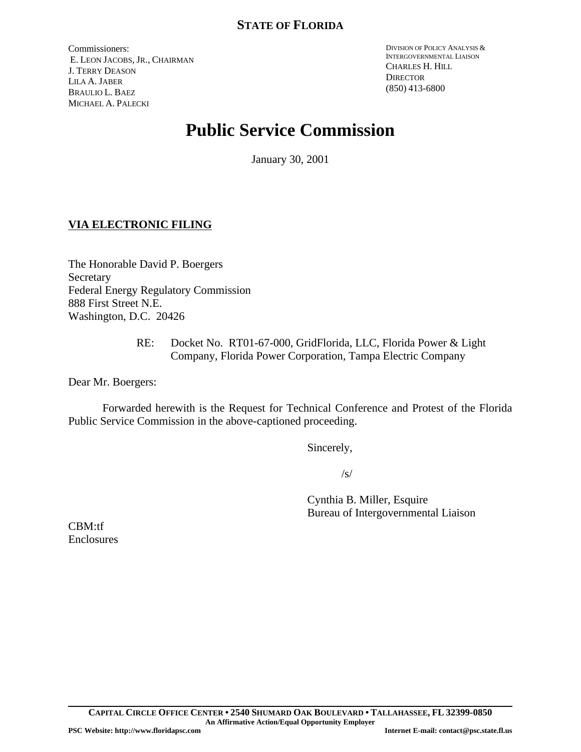**STATE OF FLORIDA**

Commissioners:
E. LEON JACOBS, JR., CHAIRMAN
J. TERRY DEASON
LILA A. JABER
BRAULIO L. BAEZ
MICHAEL A. PALECKI

DIVISION OF POLICY ANALYSIS & INTERGOVERNMENTAL LIAISON
CHARLES H. HILL
DIRECTOR
(850) 413-6800

# Public Service Commission

January 30, 2001

**VIA ELECTRONIC FILING**

The Honorable David P. Boergers
Secretary
Federal Energy Regulatory Commission
888 First Street N.E.
Washington, D.C. 20426

RE: Docket No. RT01-67-000, GridFlorida, LLC, Florida Power & Light Company, Florida Power Corporation, Tampa Electric Company

Dear Mr. Boergers:

Forwarded herewith is the Request for Technical Conference and Protest of the Florida Public Service Commission in the above-captioned proceeding.

Sincerely,

/s/

Cynthia B. Miller, Esquire
Bureau of Intergovernmental Liaison

CBM:tf
Enclosures

**CAPITAL CIRCLE OFFICE CENTER • 2540 SHUMARD OAK BOULEVARD • TALLAHASSEE, FL 32399-0850**
**An Affirmative Action/Equal Opportunity Employer**
**PSC Website: http://www.floridapsc.com** **Internet E-mail: contact@psc.state.fl.us**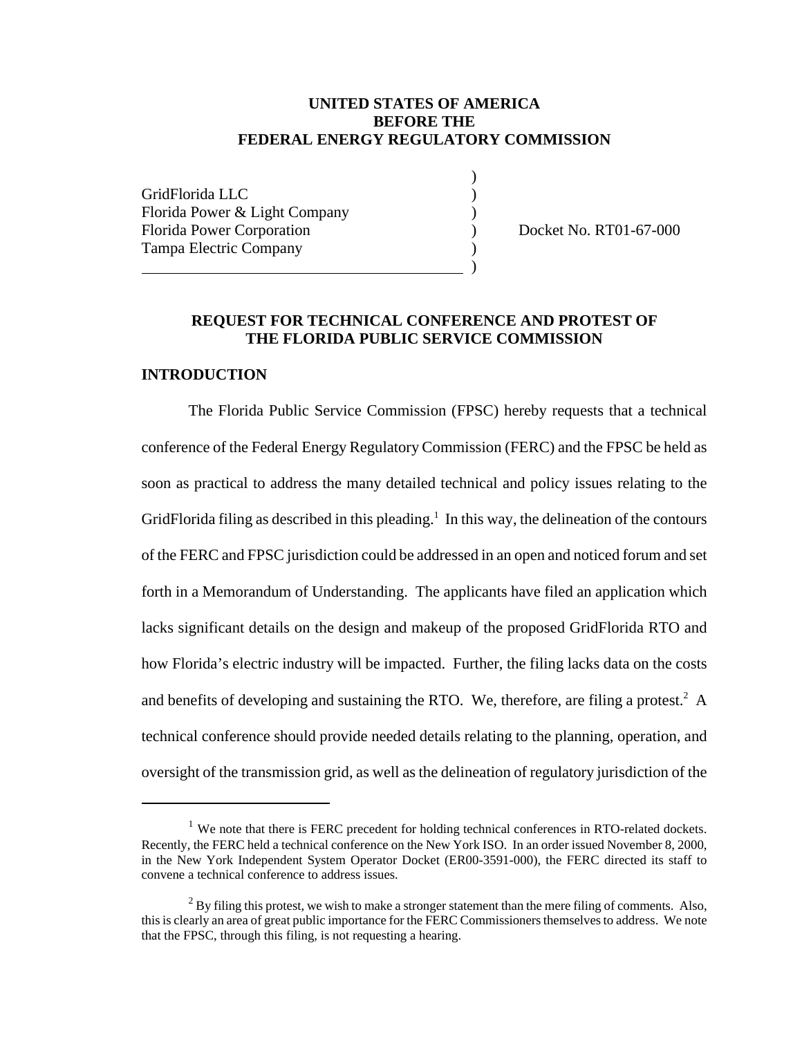**UNITED STATES OF AMERICA**
**BEFORE THE**
**FEDERAL ENERGY REGULATORY COMMISSION**

| | | |
|---|---|---|
| GridFlorida LLC | ) | |
| Florida Power & Light Company | ) | |
| Florida Power Corporation | ) | Docket No. RT01-67-000 |
| Tampa Electric Company | ) | |

## REQUEST FOR TECHNICAL CONFERENCE AND PROTEST OF THE FLORIDA PUBLIC SERVICE COMMISSION

### INTRODUCTION

The Florida Public Service Commission (FPSC) hereby requests that a technical conference of the Federal Energy Regulatory Commission (FERC) and the FPSC be held as soon as practical to address the many detailed technical and policy issues relating to the GridFlorida filing as described in this pleading.[1] In this way, the delineation of the contours of the FERC and FPSC jurisdiction could be addressed in an open and noticed forum and set forth in a Memorandum of Understanding. The applicants have filed an application which lacks significant details on the design and makeup of the proposed GridFlorida RTO and how Florida's electric industry will be impacted. Further, the filing lacks data on the costs and benefits of developing and sustaining the RTO. We, therefore, are filing a protest.[2] A technical conference should provide needed details relating to the planning, operation, and oversight of the transmission grid, as well as the delineation of regulatory jurisdiction of the

[1] We note that there is FERC precedent for holding technical conferences in RTO-related dockets. Recently, the FERC held a technical conference on the New York ISO. In an order issued November 8, 2000, in the New York Independent System Operator Docket (ER00-3591-000), the FERC directed its staff to convene a technical conference to address issues.

[2] By filing this protest, we wish to make a stronger statement than the mere filing of comments. Also, this is clearly an area of great public importance for the FERC Commissioners themselves to address. We note that the FPSC, through this filing, is not requesting a hearing.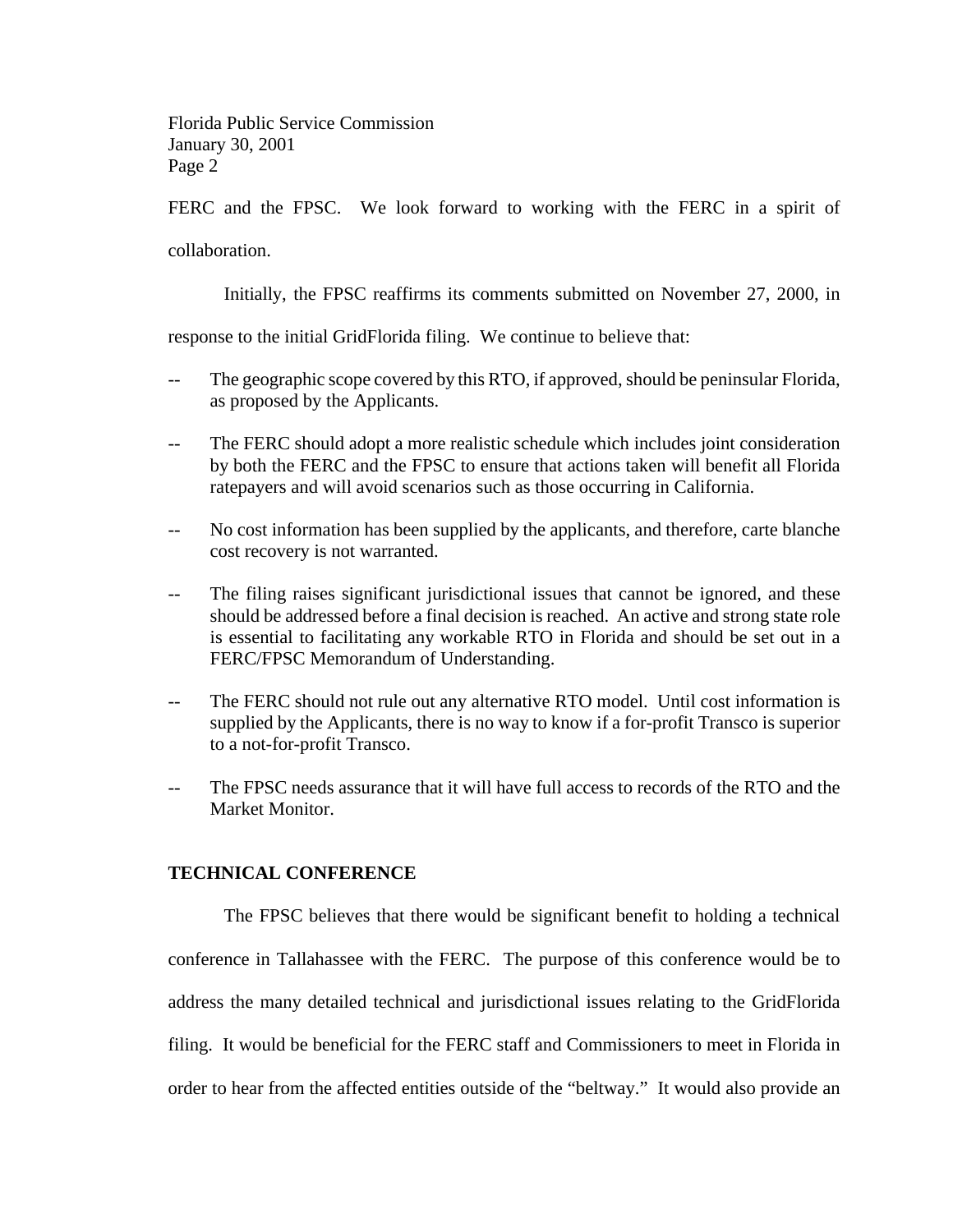FERC and the FPSC. We look forward to working with the FERC in a spirit of collaboration.

Initially, the FPSC reaffirms its comments submitted on November 27, 2000, in response to the initial GridFlorida filing. We continue to believe that:

-- The geographic scope covered by this RTO, if approved, should be peninsular Florida, as proposed by the Applicants.

-- The FERC should adopt a more realistic schedule which includes joint consideration by both the FERC and the FPSC to ensure that actions taken will benefit all Florida ratepayers and will avoid scenarios such as those occurring in California.

-- No cost information has been supplied by the applicants, and therefore, carte blanche cost recovery is not warranted.

-- The filing raises significant jurisdictional issues that cannot be ignored, and these should be addressed before a final decision is reached. An active and strong state role is essential to facilitating any workable RTO in Florida and should be set out in a FERC/FPSC Memorandum of Understanding.

-- The FERC should not rule out any alternative RTO model. Until cost information is supplied by the Applicants, there is no way to know if a for-profit Transco is superior to a not-for-profit Transco.

-- The FPSC needs assurance that it will have full access to records of the RTO and the Market Monitor.

**TECHNICAL CONFERENCE**

The FPSC believes that there would be significant benefit to holding a technical conference in Tallahassee with the FERC. The purpose of this conference would be to address the many detailed technical and jurisdictional issues relating to the GridFlorida filing. It would be beneficial for the FERC staff and Commissioners to meet in Florida in order to hear from the affected entities outside of the "beltway." It would also provide an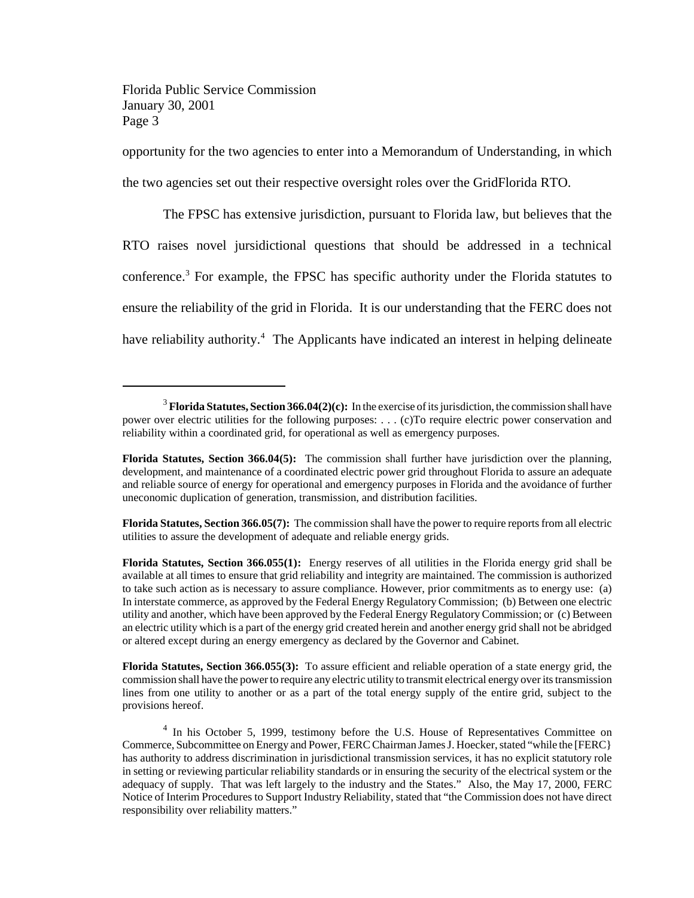opportunity for the two agencies to enter into a Memorandum of Understanding, in which the two agencies set out their respective oversight roles over the GridFlorida RTO.

The FPSC has extensive jurisdiction, pursuant to Florida law, but believes that the RTO raises novel jursidictional questions that should be addressed in a technical conference.[3] For example, the FPSC has specific authority under the Florida statutes to ensure the reliability of the grid in Florida. It is our understanding that the FERC does not have reliability authority.[4] The Applicants have indicated an interest in helping delineate

---

[3] **Florida Statutes, Section 366.04(2)(c):** In the exercise of its jurisdiction, the commission shall have power over electric utilities for the following purposes: . . . (c)To require electric power conservation and reliability within a coordinated grid, for operational as well as emergency purposes.

**Florida Statutes, Section 366.04(5):** The commission shall further have jurisdiction over the planning, development, and maintenance of a coordinated electric power grid throughout Florida to assure an adequate and reliable source of energy for operational and emergency purposes in Florida and the avoidance of further uneconomic duplication of generation, transmission, and distribution facilities.

**Florida Statutes, Section 366.05(7):** The commission shall have the power to require reports from all electric utilities to assure the development of adequate and reliable energy grids.

**Florida Statutes, Section 366.055(1):** Energy reserves of all utilities in the Florida energy grid shall be available at all times to ensure that grid reliability and integrity are maintained. The commission is authorized to take such action as is necessary to assure compliance. However, prior commitments as to energy use: (a) In interstate commerce, as approved by the Federal Energy Regulatory Commission; (b) Between one electric utility and another, which have been approved by the Federal Energy Regulatory Commission; or (c) Between an electric utility which is a part of the energy grid created herein and another energy grid shall not be abridged or altered except during an energy emergency as declared by the Governor and Cabinet.

**Florida Statutes, Section 366.055(3):** To assure efficient and reliable operation of a state energy grid, the commission shall have the power to require any electric utility to transmit electrical energy over its transmission lines from one utility to another or as a part of the total energy supply of the entire grid, subject to the provisions hereof.

[4] In his October 5, 1999, testimony before the U.S. House of Representatives Committee on Commerce, Subcommittee on Energy and Power, FERC Chairman James J. Hoecker, stated "while the [FERC} has authority to address discrimination in jurisdictional transmission services, it has no explicit statutory role in setting or reviewing particular reliability standards or in ensuring the security of the electrical system or the adequacy of supply. That was left largely to the industry and the States." Also, the May 17, 2000, FERC Notice of Interim Procedures to Support Industry Reliability, stated that "the Commission does not have direct responsibility over reliability matters."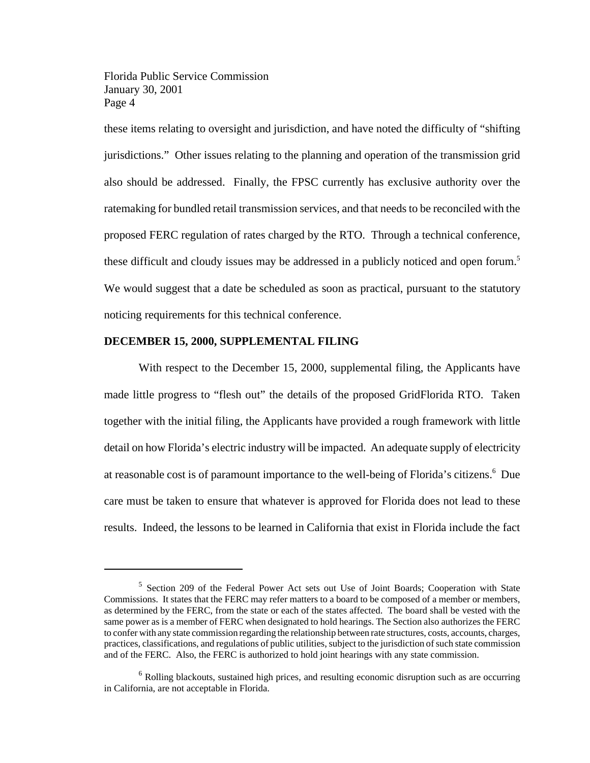these items relating to oversight and jurisdiction, and have noted the difficulty of "shifting jurisdictions." Other issues relating to the planning and operation of the transmission grid also should be addressed. Finally, the FPSC currently has exclusive authority over the ratemaking for bundled retail transmission services, and that needs to be reconciled with the proposed FERC regulation of rates charged by the RTO. Through a technical conference, these difficult and cloudy issues may be addressed in a publicly noticed and open forum.[5] We would suggest that a date be scheduled as soon as practical, pursuant to the statutory noticing requirements for this technical conference.

**DECEMBER 15, 2000, SUPPLEMENTAL FILING**

With respect to the December 15, 2000, supplemental filing, the Applicants have made little progress to "flesh out" the details of the proposed GridFlorida RTO. Taken together with the initial filing, the Applicants have provided a rough framework with little detail on how Florida's electric industry will be impacted. An adequate supply of electricity at reasonable cost is of paramount importance to the well-being of Florida's citizens.[6] Due care must be taken to ensure that whatever is approved for Florida does not lead to these results. Indeed, the lessons to be learned in California that exist in Florida include the fact

---

[5] Section 209 of the Federal Power Act sets out Use of Joint Boards; Cooperation with State Commissions. It states that the FERC may refer matters to a board to be composed of a member or members, as determined by the FERC, from the state or each of the states affected. The board shall be vested with the same power as is a member of FERC when designated to hold hearings. The Section also authorizes the FERC to confer with any state commission regarding the relationship between rate structures, costs, accounts, charges, practices, classifications, and regulations of public utilities, subject to the jurisdiction of such state commission and of the FERC. Also, the FERC is authorized to hold joint hearings with any state commission.

[6] Rolling blackouts, sustained high prices, and resulting economic disruption such as are occurring in California, are not acceptable in Florida.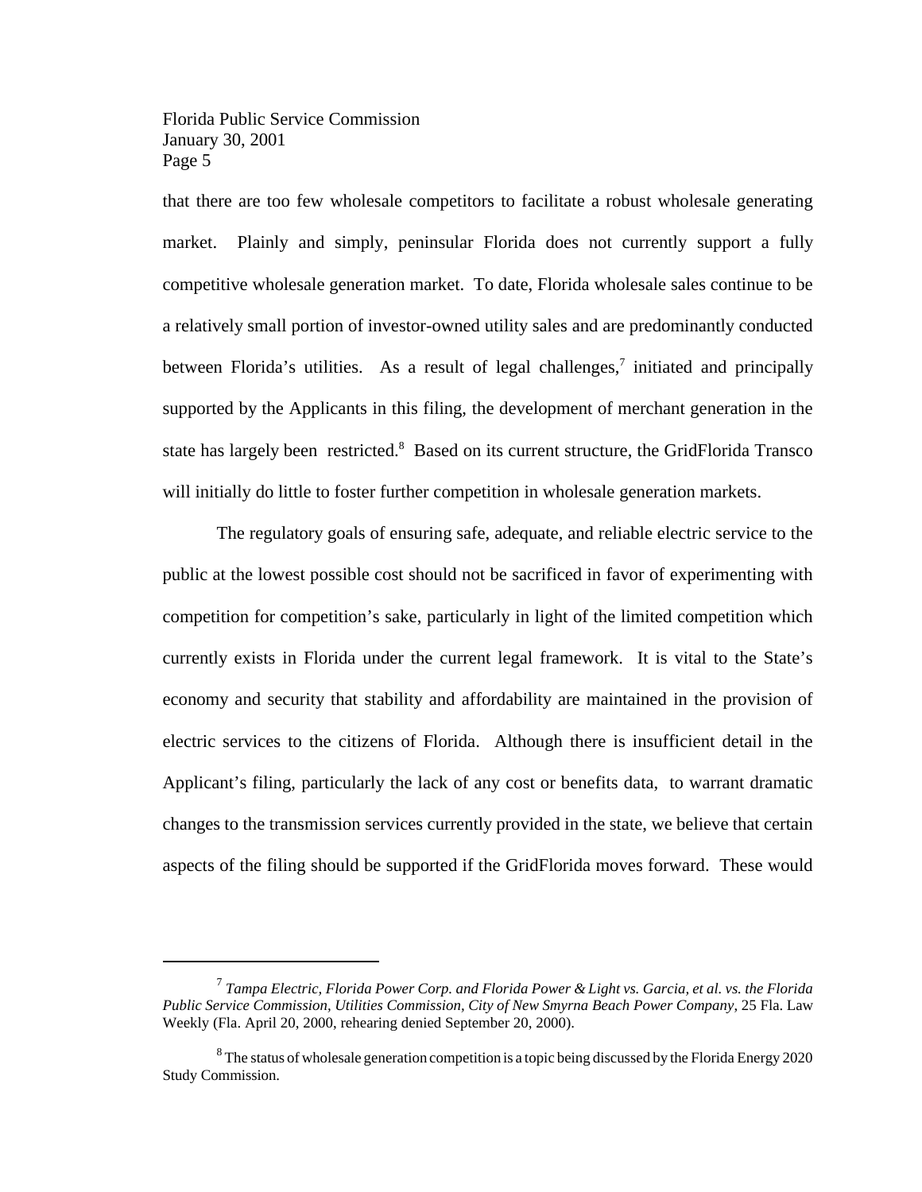that there are too few wholesale competitors to facilitate a robust wholesale generating market. Plainly and simply, peninsular Florida does not currently support a fully competitive wholesale generation market. To date, Florida wholesale sales continue to be a relatively small portion of investor-owned utility sales and are predominantly conducted between Florida's utilities. As a result of legal challenges,[7] initiated and principally supported by the Applicants in this filing, the development of merchant generation in the state has largely been restricted.[8] Based on its current structure, the GridFlorida Transco will initially do little to foster further competition in wholesale generation markets.

The regulatory goals of ensuring safe, adequate, and reliable electric service to the public at the lowest possible cost should not be sacrificed in favor of experimenting with competition for competition's sake, particularly in light of the limited competition which currently exists in Florida under the current legal framework. It is vital to the State's economy and security that stability and affordability are maintained in the provision of electric services to the citizens of Florida. Although there is insufficient detail in the Applicant's filing, particularly the lack of any cost or benefits data, to warrant dramatic changes to the transmission services currently provided in the state, we believe that certain aspects of the filing should be supported if the GridFlorida moves forward. These would

---

[7] *Tampa Electric, Florida Power Corp. and Florida Power & Light vs. Garcia, et al. vs. the Florida Public Service Commission, Utilities Commission, City of New Smyrna Beach Power Company*, 25 Fla. Law Weekly (Fla. April 20, 2000, rehearing denied September 20, 2000).

[8] The status of wholesale generation competition is a topic being discussed by the Florida Energy 2020 Study Commission.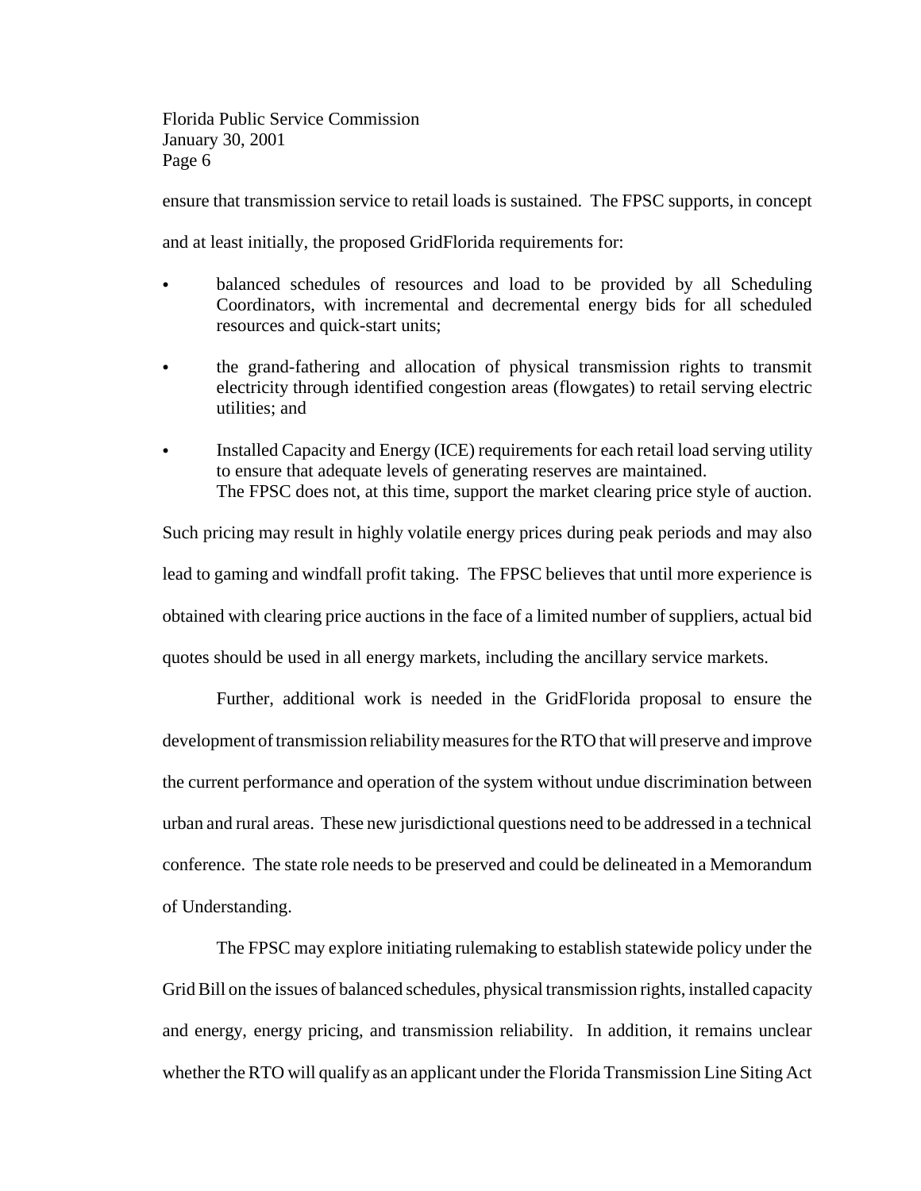ensure that transmission service to retail loads is sustained. The FPSC supports, in concept and at least initially, the proposed GridFlorida requirements for:

- balanced schedules of resources and load to be provided by all Scheduling Coordinators, with incremental and decremental energy bids for all scheduled resources and quick-start units;
- the grand-fathering and allocation of physical transmission rights to transmit electricity through identified congestion areas (flowgates) to retail serving electric utilities; and
- Installed Capacity and Energy (ICE) requirements for each retail load serving utility to ensure that adequate levels of generating reserves are maintained.

The FPSC does not, at this time, support the market clearing price style of auction. Such pricing may result in highly volatile energy prices during peak periods and may also lead to gaming and windfall profit taking. The FPSC believes that until more experience is obtained with clearing price auctions in the face of a limited number of suppliers, actual bid quotes should be used in all energy markets, including the ancillary service markets.

Further, additional work is needed in the GridFlorida proposal to ensure the development of transmission reliability measures for the RTO that will preserve and improve the current performance and operation of the system without undue discrimination between urban and rural areas. These new jurisdictional questions need to be addressed in a technical conference. The state role needs to be preserved and could be delineated in a Memorandum of Understanding.

The FPSC may explore initiating rulemaking to establish statewide policy under the Grid Bill on the issues of balanced schedules, physical transmission rights, installed capacity and energy, energy pricing, and transmission reliability. In addition, it remains unclear whether the RTO will qualify as an applicant under the Florida Transmission Line Siting Act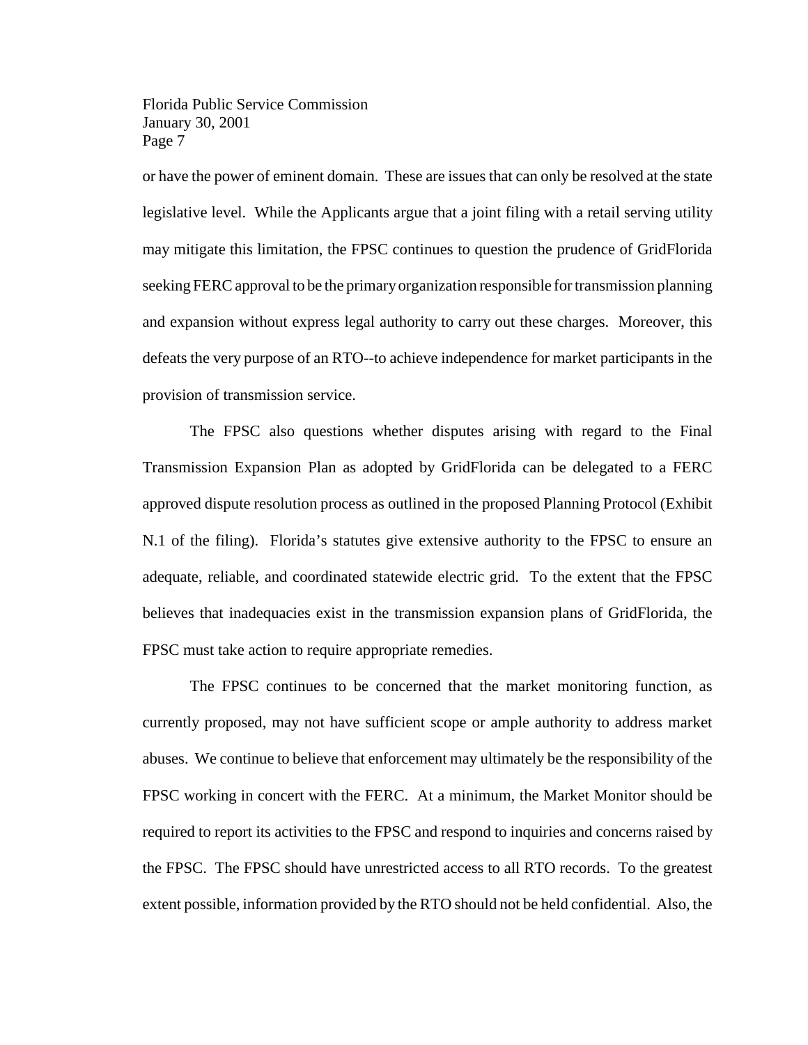or have the power of eminent domain. These are issues that can only be resolved at the state legislative level. While the Applicants argue that a joint filing with a retail serving utility may mitigate this limitation, the FPSC continues to question the prudence of GridFlorida seeking FERC approval to be the primary organization responsible for transmission planning and expansion without express legal authority to carry out these charges. Moreover, this defeats the very purpose of an RTO--to achieve independence for market participants in the provision of transmission service.

The FPSC also questions whether disputes arising with regard to the Final Transmission Expansion Plan as adopted by GridFlorida can be delegated to a FERC approved dispute resolution process as outlined in the proposed Planning Protocol (Exhibit N.1 of the filing). Florida's statutes give extensive authority to the FPSC to ensure an adequate, reliable, and coordinated statewide electric grid. To the extent that the FPSC believes that inadequacies exist in the transmission expansion plans of GridFlorida, the FPSC must take action to require appropriate remedies.

The FPSC continues to be concerned that the market monitoring function, as currently proposed, may not have sufficient scope or ample authority to address market abuses. We continue to believe that enforcement may ultimately be the responsibility of the FPSC working in concert with the FERC. At a minimum, the Market Monitor should be required to report its activities to the FPSC and respond to inquiries and concerns raised by the FPSC. The FPSC should have unrestricted access to all RTO records. To the greatest extent possible, information provided by the RTO should not be held confidential. Also, the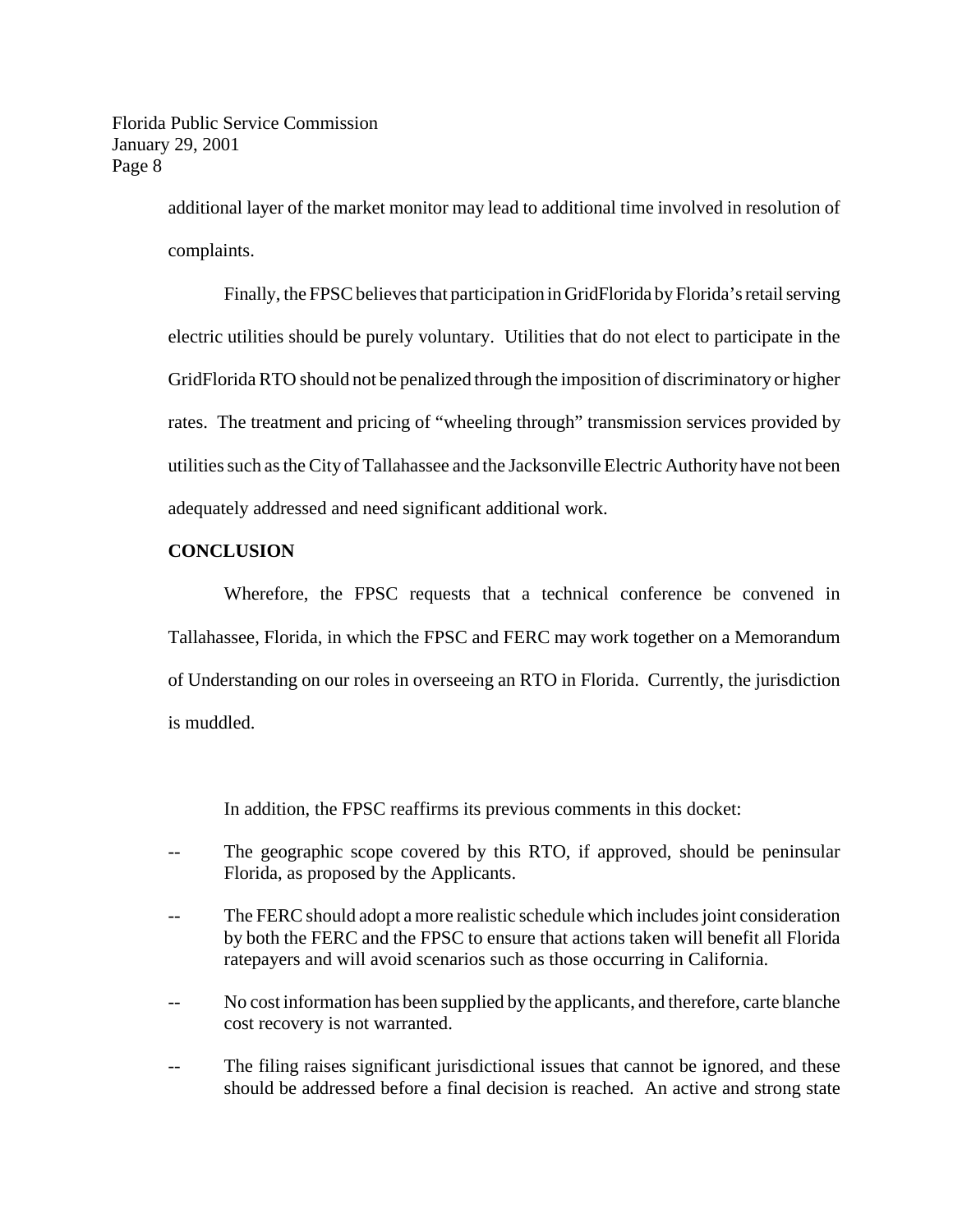additional layer of the market monitor may lead to additional time involved in resolution of complaints.

Finally, the FPSC believes that participation in GridFlorida by Florida's retail serving electric utilities should be purely voluntary. Utilities that do not elect to participate in the GridFlorida RTO should not be penalized through the imposition of discriminatory or higher rates. The treatment and pricing of "wheeling through" transmission services provided by utilities such as the City of Tallahassee and the Jacksonville Electric Authority have not been adequately addressed and need significant additional work.

**CONCLUSION**

Wherefore, the FPSC requests that a technical conference be convened in Tallahassee, Florida, in which the FPSC and FERC may work together on a Memorandum of Understanding on our roles in overseeing an RTO in Florida. Currently, the jurisdiction is muddled.

In addition, the FPSC reaffirms its previous comments in this docket:

-- The geographic scope covered by this RTO, if approved, should be peninsular Florida, as proposed by the Applicants.

-- The FERC should adopt a more realistic schedule which includes joint consideration by both the FERC and the FPSC to ensure that actions taken will benefit all Florida ratepayers and will avoid scenarios such as those occurring in California.

-- No cost information has been supplied by the applicants, and therefore, carte blanche cost recovery is not warranted.

-- The filing raises significant jurisdictional issues that cannot be ignored, and these should be addressed before a final decision is reached. An active and strong state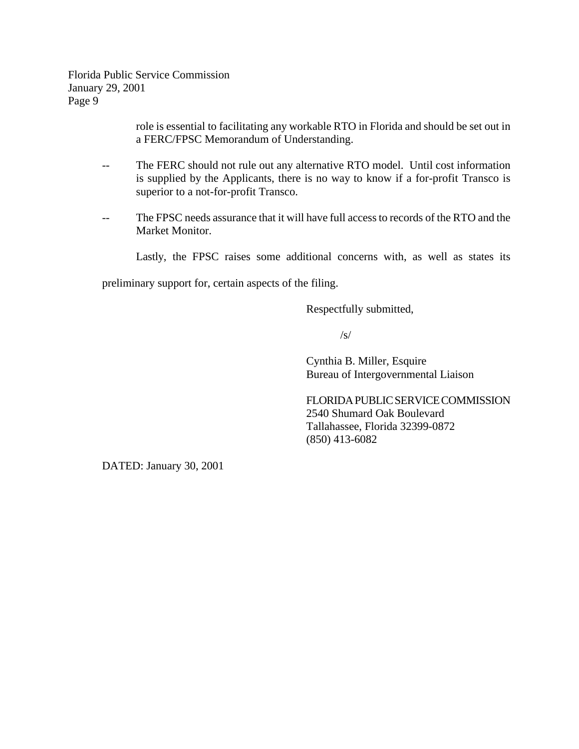role is essential to facilitating any workable RTO in Florida and should be set out in a FERC/FPSC Memorandum of Understanding.

-- The FERC should not rule out any alternative RTO model. Until cost information is supplied by the Applicants, there is no way to know if a for-profit Transco is superior to a not-for-profit Transco.

-- The FPSC needs assurance that it will have full access to records of the RTO and the Market Monitor.

Lastly, the FPSC raises some additional concerns with, as well as states its preliminary support for, certain aspects of the filing.

Respectfully submitted,

/s/

Cynthia B. Miller, Esquire
Bureau of Intergovernmental Liaison

FLORIDA PUBLIC SERVICE COMMISSION
2540 Shumard Oak Boulevard
Tallahassee, Florida 32399-0872
(850) 413-6082

DATED: January 30, 2001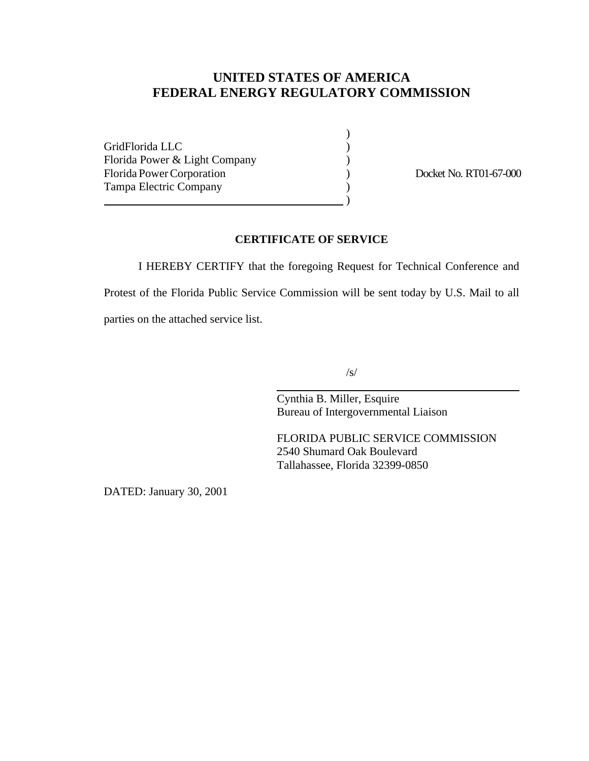# UNITED STATES OF AMERICA
# FEDERAL ENERGY REGULATORY COMMISSION

| | | |
|---|---|---|
| GridFlorida LLC | ) | |
| Florida Power & Light Company | ) | |
| Florida Power Corporation | ) | Docket No. RT01-67-000 |
| Tampa Electric Company | ) | |

## CERTIFICATE OF SERVICE

I HEREBY CERTIFY that the foregoing Request for Technical Conference and Protest of the Florida Public Service Commission will be sent today by U.S. Mail to all parties on the attached service list.

/s/

Cynthia B. Miller, Esquire
Bureau of Intergovernmental Liaison

FLORIDA PUBLIC SERVICE COMMISSION
2540 Shumard Oak Boulevard
Tallahassee, Florida 32399-0850

DATED: January 30, 2001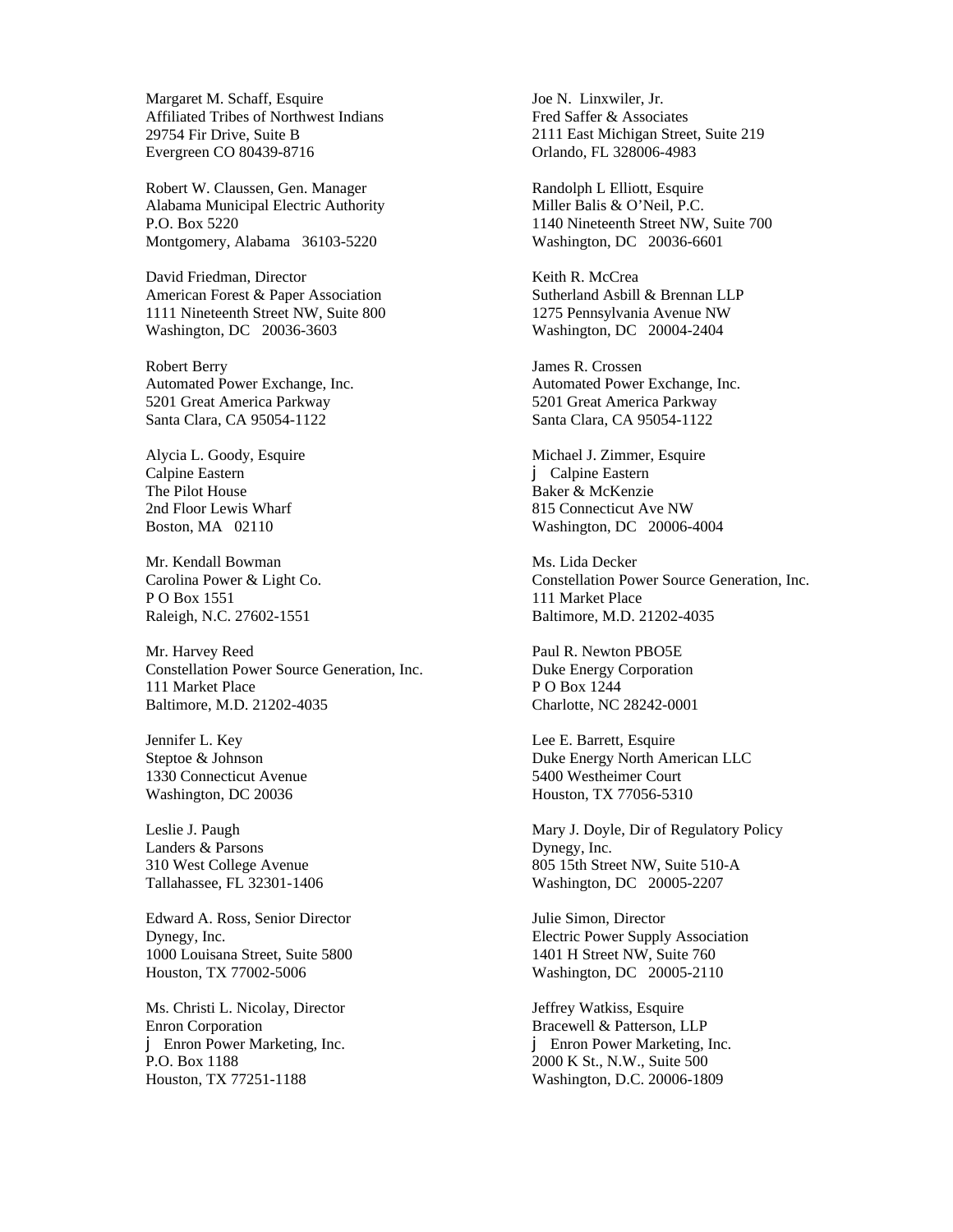Margaret M. Schaff, Esquire
Affiliated Tribes of Northwest Indians
29754 Fir Drive, Suite B
Evergreen CO 80439-8716

Joe N. Linxwiler, Jr.
Fred Saffer & Associates
2111 East Michigan Street, Suite 219
Orlando, FL 328006-4983

Robert W. Claussen, Gen. Manager
Alabama Municipal Electric Authority
P.O. Box 5220
Montgomery, Alabama 36103-5220

Randolph L Elliott, Esquire
Miller Balis & O'Neil, P.C.
1140 Nineteenth Street NW, Suite 700
Washington, DC 20036-6601

David Friedman, Director
American Forest & Paper Association
1111 Nineteenth Street NW, Suite 800
Washington, DC 20036-3603

Keith R. McCrea
Sutherland Asbill & Brennan LLP
1275 Pennsylvania Avenue NW
Washington, DC 20004-2404

Robert Berry
Automated Power Exchange, Inc.
5201 Great America Parkway
Santa Clara, CA 95054-1122

James R. Crossen
Automated Power Exchange, Inc.
5201 Great America Parkway
Santa Clara, CA 95054-1122

Alycia L. Goody, Esquire
Calpine Eastern
The Pilot House
2nd Floor Lewis Wharf
Boston, MA 02110

Michael J. Zimmer, Esquire
j Calpine Eastern
Baker & McKenzie
815 Connecticut Ave NW
Washington, DC 20006-4004

Mr. Kendall Bowman
Carolina Power & Light Co.
P O Box 1551
Raleigh, N.C. 27602-1551

Ms. Lida Decker
Constellation Power Source Generation, Inc.
111 Market Place
Baltimore, M.D. 21202-4035

Mr. Harvey Reed
Constellation Power Source Generation, Inc.
111 Market Place
Baltimore, M.D. 21202-4035

Paul R. Newton PBO5E
Duke Energy Corporation
P O Box 1244
Charlotte, NC 28242-0001

Jennifer L. Key
Steptoe & Johnson
1330 Connecticut Avenue
Washington, DC 20036

Lee E. Barrett, Esquire
Duke Energy North American LLC
5400 Westheimer Court
Houston, TX 77056-5310

Leslie J. Paugh
Landers & Parsons
310 West College Avenue
Tallahassee, FL 32301-1406

Mary J. Doyle, Dir of Regulatory Policy
Dynegy, Inc.
805 15th Street NW, Suite 510-A
Washington, DC 20005-2207

Edward A. Ross, Senior Director
Dynegy, Inc.
1000 Louisana Street, Suite 5800
Houston, TX 77002-5006

Julie Simon, Director
Electric Power Supply Association
1401 H Street NW, Suite 760
Washington, DC 20005-2110

Ms. Christi L. Nicolay, Director
Enron Corporation
j Enron Power Marketing, Inc.
P.O. Box 1188
Houston, TX 77251-1188

Jeffrey Watkiss, Esquire
Bracewell & Patterson, LLP
j Enron Power Marketing, Inc.
2000 K St., N.W., Suite 500
Washington, D.C. 20006-1809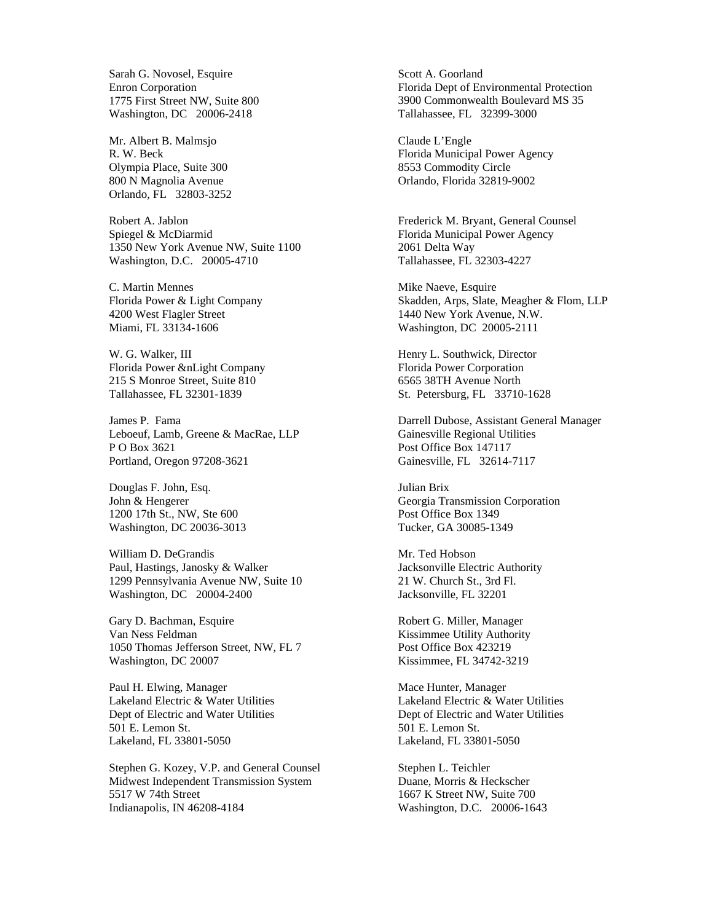Sarah G. Novosel, Esquire
Enron Corporation
1775 First Street NW, Suite 800
Washington, DC 20006-2418

Mr. Albert B. Malmsjo
R. W. Beck
Olympia Place, Suite 300
800 N Magnolia Avenue
Orlando, FL 32803-3252

Robert A. Jablon
Spiegel & McDiarmid
1350 New York Avenue NW, Suite 1100
Washington, D.C. 20005-4710

C. Martin Mennes
Florida Power & Light Company
4200 West Flagler Street
Miami, FL 33134-1606

W. G. Walker, III
Florida Power &nLight Company
215 S Monroe Street, Suite 810
Tallahassee, FL 32301-1839

James P. Fama
Leboeuf, Lamb, Greene & MacRae, LLP
P O Box 3621
Portland, Oregon 97208-3621

Douglas F. John, Esq.
John & Hengerer
1200 17th St., NW, Ste 600
Washington, DC 20036-3013

William D. DeGrandis
Paul, Hastings, Janosky & Walker
1299 Pennsylvania Avenue NW, Suite 10
Washington, DC 20004-2400

Gary D. Bachman, Esquire
Van Ness Feldman
1050 Thomas Jefferson Street, NW, FL 7
Washington, DC 20007

Paul H. Elwing, Manager
Lakeland Electric & Water Utilities
Dept of Electric and Water Utilities
501 E. Lemon St.
Lakeland, FL 33801-5050

Stephen G. Kozey, V.P. and General Counsel
Midwest Independent Transmission System
5517 W 74th Street
Indianapolis, IN 46208-4184

Scott A. Goorland
Florida Dept of Environmental Protection
3900 Commonwealth Boulevard MS 35
Tallahassee, FL 32399-3000

Claude L'Engle
Florida Municipal Power Agency
8553 Commodity Circle
Orlando, Florida 32819-9002

Frederick M. Bryant, General Counsel
Florida Municipal Power Agency
2061 Delta Way
Tallahassee, FL 32303-4227

Mike Naeve, Esquire
Skadden, Arps, Slate, Meagher & Flom, LLP
1440 New York Avenue, N.W.
Washington, DC 20005-2111

Henry L. Southwick, Director
Florida Power Corporation
6565 38TH Avenue North
St. Petersburg, FL 33710-1628

Darrell Dubose, Assistant General Manager
Gainesville Regional Utilities
Post Office Box 147117
Gainesville, FL 32614-7117

Julian Brix
Georgia Transmission Corporation
Post Office Box 1349
Tucker, GA 30085-1349

Mr. Ted Hobson
Jacksonville Electric Authority
21 W. Church St., 3rd Fl.
Jacksonville, FL 32201

Robert G. Miller, Manager
Kissimmee Utility Authority
Post Office Box 423219
Kissimmee, FL 34742-3219

Mace Hunter, Manager
Lakeland Electric & Water Utilities
Dept of Electric and Water Utilities
501 E. Lemon St.
Lakeland, FL 33801-5050

Stephen L. Teichler
Duane, Morris & Heckscher
1667 K Street NW, Suite 700
Washington, D.C. 20006-1643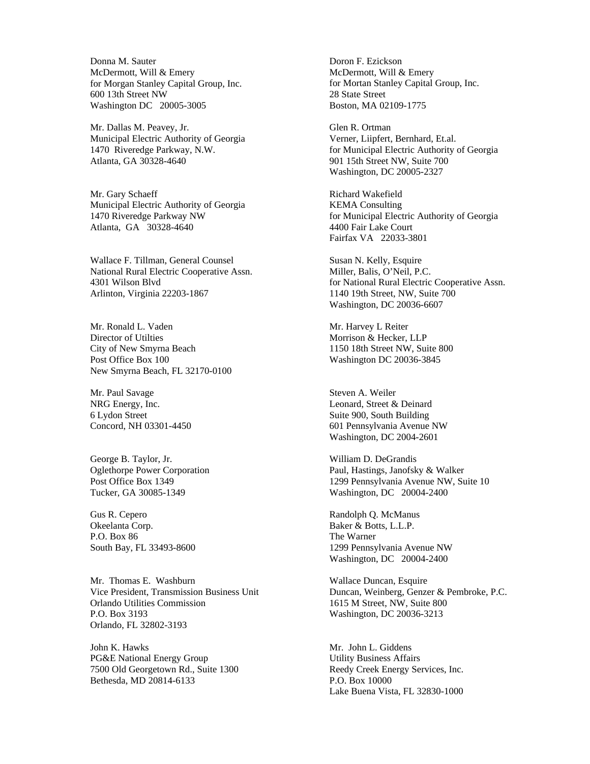Donna M. Sauter
McDermott, Will & Emery
for Morgan Stanley Capital Group, Inc.
600 13th Street NW
Washington DC 20005-3005

Doron F. Ezickson
McDermott, Will & Emery
for Mortan Stanley Capital Group, Inc.
28 State Street
Boston, MA 02109-1775

Mr. Dallas M. Peavey, Jr.
Municipal Electric Authority of Georgia
1470 Riveredge Parkway, N.W.
Atlanta, GA 30328-4640

Glen R. Ortman
Verner, Liipfert, Bernhard, Et.al.
for Municipal Electric Authority of Georgia
901 15th Street NW, Suite 700
Washington, DC 20005-2327

Mr. Gary Schaeff
Municipal Electric Authority of Georgia
1470 Riveredge Parkway NW
Atlanta, GA 30328-4640

Richard Wakefield
KEMA Consulting
for Municipal Electric Authority of Georgia
4400 Fair Lake Court
Fairfax VA 22033-3801

Wallace F. Tillman, General Counsel
National Rural Electric Cooperative Assn.
4301 Wilson Blvd
Arlinton, Virginia 22203-1867

Susan N. Kelly, Esquire
Miller, Balis, O'Neil, P.C.
for National Rural Electric Cooperative Assn.
1140 19th Street, NW, Suite 700
Washington, DC 20036-6607

Mr. Ronald L. Vaden
Director of Utilties
City of New Smyrna Beach
Post Office Box 100
New Smyrna Beach, FL 32170-0100

Mr. Harvey L Reiter
Morrison & Hecker, LLP
1150 18th Street NW, Suite 800
Washington DC 20036-3845

Mr. Paul Savage
NRG Energy, Inc.
6 Lydon Street
Concord, NH 03301-4450

Steven A. Weiler
Leonard, Street & Deinard
Suite 900, South Building
601 Pennsylvania Avenue NW
Washington, DC 2004-2601

George B. Taylor, Jr.
Oglethorpe Power Corporation
Post Office Box 1349
Tucker, GA 30085-1349

William D. DeGrandis
Paul, Hastings, Janofsky & Walker
1299 Pennsylvania Avenue NW, Suite 10
Washington, DC 20004-2400

Gus R. Cepero
Okeelanta Corp.
P.O. Box 86
South Bay, FL 33493-8600

Randolph Q. McManus
Baker & Botts, L.L.P.
The Warner
1299 Pennsylvania Avenue NW
Washington, DC 20004-2400

Mr. Thomas E. Washburn
Vice President, Transmission Business Unit
Orlando Utilities Commission
P.O. Box 3193
Orlando, FL 32802-3193

Wallace Duncan, Esquire
Duncan, Weinberg, Genzer & Pembroke, P.C.
1615 M Street, NW, Suite 800
Washington, DC 20036-3213

John K. Hawks
PG&E National Energy Group
7500 Old Georgetown Rd., Suite 1300
Bethesda, MD 20814-6133

Mr. John L. Giddens
Utility Business Affairs
Reedy Creek Energy Services, Inc.
P.O. Box 10000
Lake Buena Vista, FL 32830-1000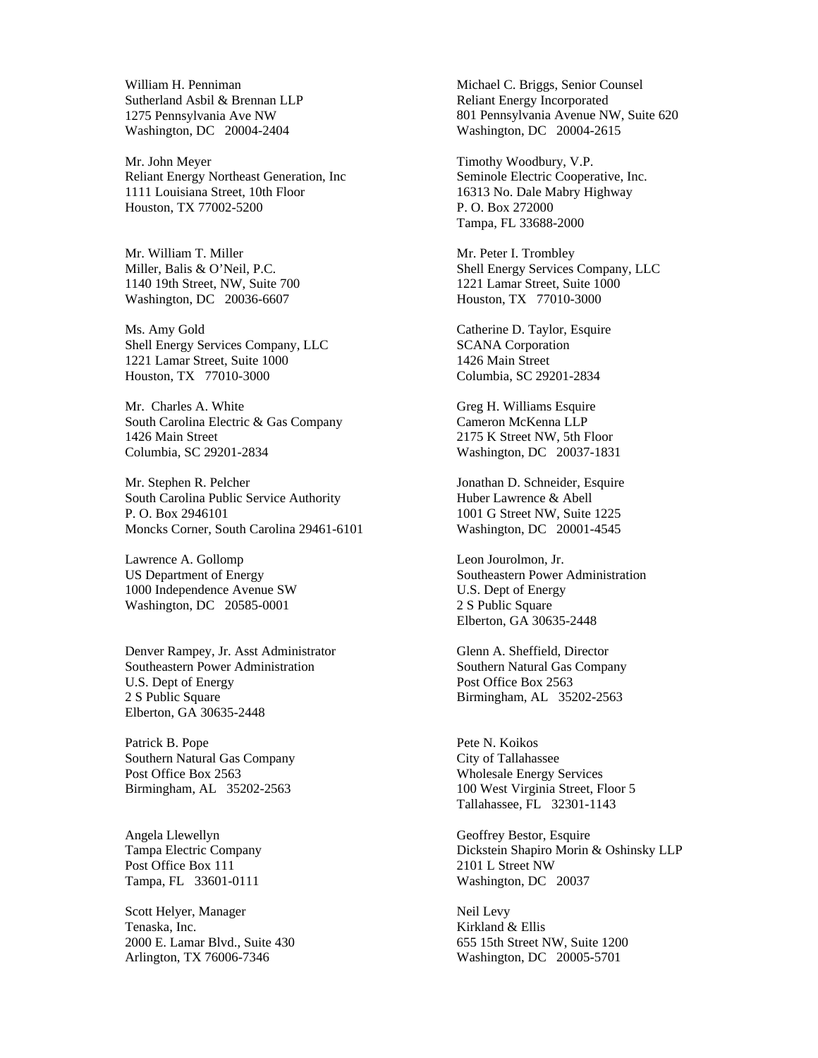William H. Penniman
Sutherland Asbil & Brennan LLP
1275 Pennsylvania Ave NW
Washington, DC 20004-2404

Michael C. Briggs, Senior Counsel
Reliant Energy Incorporated
801 Pennsylvania Avenue NW, Suite 620
Washington, DC 20004-2615

Mr. John Meyer
Reliant Energy Northeast Generation, Inc
1111 Louisiana Street, 10th Floor
Houston, TX 77002-5200

Timothy Woodbury, V.P.
Seminole Electric Cooperative, Inc.
16313 No. Dale Mabry Highway
P. O. Box 272000
Tampa, FL 33688-2000

Mr. William T. Miller
Miller, Balis & O'Neil, P.C.
1140 19th Street, NW, Suite 700
Washington, DC 20036-6607

Mr. Peter I. Trombley
Shell Energy Services Company, LLC
1221 Lamar Street, Suite 1000
Houston, TX 77010-3000

Ms. Amy Gold
Shell Energy Services Company, LLC
1221 Lamar Street, Suite 1000
Houston, TX 77010-3000

Catherine D. Taylor, Esquire
SCANA Corporation
1426 Main Street
Columbia, SC 29201-2834

Mr. Charles A. White
South Carolina Electric & Gas Company
1426 Main Street
Columbia, SC 29201-2834

Greg H. Williams Esquire
Cameron McKenna LLP
2175 K Street NW, 5th Floor
Washington, DC 20037-1831

Mr. Stephen R. Pelcher
South Carolina Public Service Authority
P. O. Box 2946101
Moncks Corner, South Carolina 29461-6101

Jonathan D. Schneider, Esquire
Huber Lawrence & Abell
1001 G Street NW, Suite 1225
Washington, DC 20001-4545

Lawrence A. Gollomp
US Department of Energy
1000 Independence Avenue SW
Washington, DC 20585-0001

Leon Jourolmon, Jr.
Southeastern Power Administration
U.S. Dept of Energy
2 S Public Square
Elberton, GA 30635-2448

Denver Rampey, Jr. Asst Administrator
Southeastern Power Administration
U.S. Dept of Energy
2 S Public Square
Elberton, GA 30635-2448

Glenn A. Sheffield, Director
Southern Natural Gas Company
Post Office Box 2563
Birmingham, AL 35202-2563

Patrick B. Pope
Southern Natural Gas Company
Post Office Box 2563
Birmingham, AL 35202-2563

Pete N. Koikos
City of Tallahassee
Wholesale Energy Services
100 West Virginia Street, Floor 5
Tallahassee, FL 32301-1143

Angela Llewellyn
Tampa Electric Company
Post Office Box 111
Tampa, FL 33601-0111

Geoffrey Bestor, Esquire
Dickstein Shapiro Morin & Oshinsky LLP
2101 L Street NW
Washington, DC 20037

Scott Helyer, Manager
Tenaska, Inc.
2000 E. Lamar Blvd., Suite 430
Arlington, TX 76006-7346

Neil Levy
Kirkland & Ellis
655 15th Street NW, Suite 1200
Washington, DC 20005-5701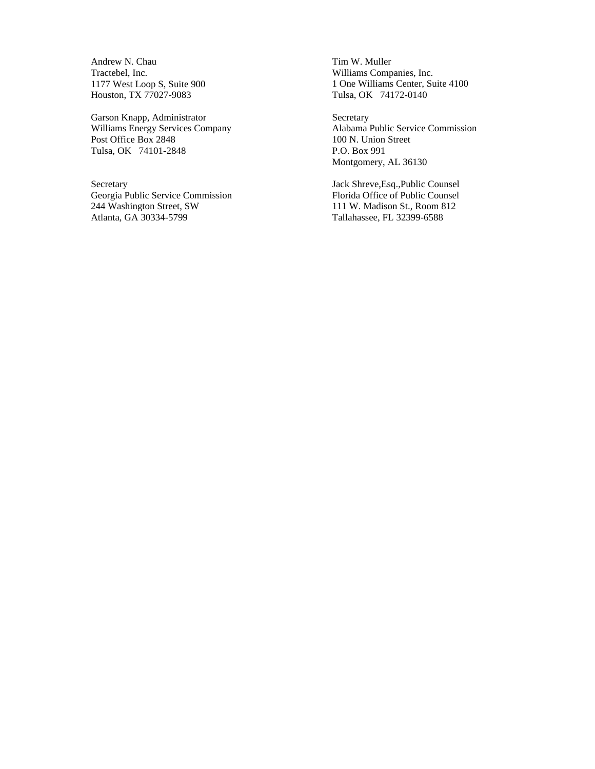Andrew N. Chau
Tractebel, Inc.
1177 West Loop S, Suite 900
Houston, TX 77027-9083

Tim W. Muller
Williams Companies, Inc.
1 One Williams Center, Suite 4100
Tulsa, OK 74172-0140

Garson Knapp, Administrator
Williams Energy Services Company
Post Office Box 2848
Tulsa, OK 74101-2848

Secretary
Alabama Public Service Commission
100 N. Union Street
P.O. Box 991
Montgomery, AL 36130

Secretary
Georgia Public Service Commission
244 Washington Street, SW
Atlanta, GA 30334-5799

Jack Shreve,Esq.,Public Counsel
Florida Office of Public Counsel
111 W. Madison St., Room 812
Tallahassee, FL 32399-6588